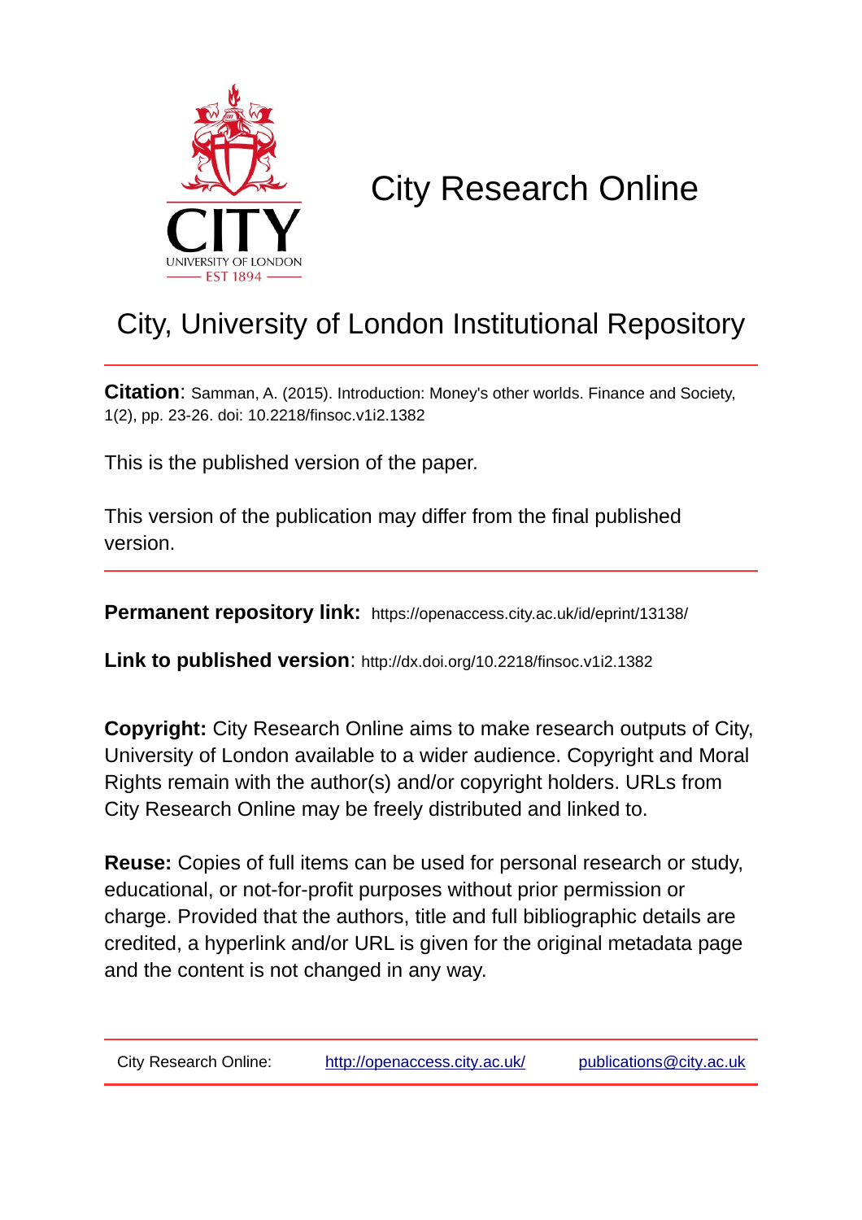# City Research Online

## City, University of London Institutional Repository

**Citation**: Samman, A. (2015). Introduction: Money's other worlds. Finance and Society, 1(2), pp. 23-26. doi: 10.2218/finsoc.v1i2.1382

This is the published version of the paper.

This version of the publication may differ from the final published version.

**Permanent repository link:** https://openaccess.city.ac.uk/id/eprint/13138/

**Link to published version**: http://dx.doi.org/10.2218/finsoc.v1i2.1382

**Copyright:** City Research Online aims to make research outputs of City, University of London available to a wider audience. Copyright and Moral Rights remain with the author(s) and/or copyright holders. URLs from City Research Online may be freely distributed and linked to.

**Reuse:** Copies of full items can be used for personal research or study, educational, or not-for-profit purposes without prior permission or charge. Provided that the authors, title and full bibliographic details are credited, a hyperlink and/or URL is given for the original metadata page and the content is not changed in any way.

City Research Online: http://openaccess.city.ac.uk/ publications@city.ac.uk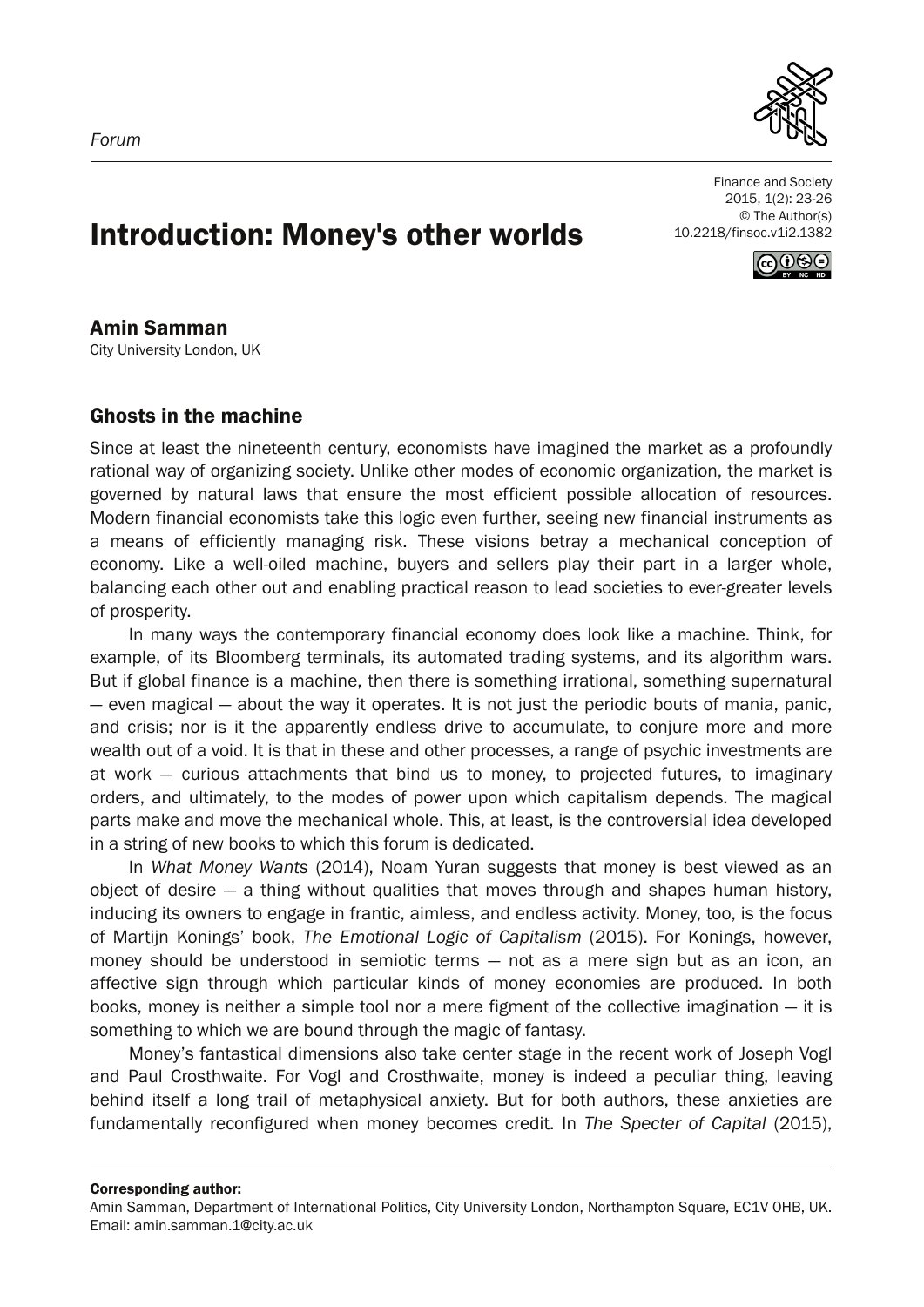Forum

# Introduction: Money's other worlds

**Amin Samman**
City University London, UK

## Ghosts in the machine

Since at least the nineteenth century, economists have imagined the market as a profoundly rational way of organizing society. Unlike other modes of economic organization, the market is governed by natural laws that ensure the most efficient possible allocation of resources. Modern financial economists take this logic even further, seeing new financial instruments as a means of efficiently managing risk. These visions betray a mechanical conception of economy. Like a well-oiled machine, buyers and sellers play their part in a larger whole, balancing each other out and enabling practical reason to lead societies to ever-greater levels of prosperity.

In many ways the contemporary financial economy does look like a machine. Think, for example, of its Bloomberg terminals, its automated trading systems, and its algorithm wars. But if global finance is a machine, then there is something irrational, something supernatural — even magical — about the way it operates. It is not just the periodic bouts of mania, panic, and crisis; nor is it the apparently endless drive to accumulate, to conjure more and more wealth out of a void. It is that in these and other processes, a range of psychic investments are at work — curious attachments that bind us to money, to projected futures, to imaginary orders, and ultimately, to the modes of power upon which capitalism depends. The magical parts make and move the mechanical whole. This, at least, is the controversial idea developed in a string of new books to which this forum is dedicated.

In *What Money Wants* (2014), Noam Yuran suggests that money is best viewed as an object of desire — a thing without qualities that moves through and shapes human history, inducing its owners to engage in frantic, aimless, and endless activity. Money, too, is the focus of Martijn Konings' book, *The Emotional Logic of Capitalism* (2015). For Konings, however, money should be understood in semiotic terms — not as a mere sign but as an icon, an affective sign through which particular kinds of money economies are produced. In both books, money is neither a simple tool nor a mere figment of the collective imagination — it is something to which we are bound through the magic of fantasy.

Money's fantastical dimensions also take center stage in the recent work of Joseph Vogl and Paul Crosthwaite. For Vogl and Crosthwaite, money is indeed a peculiar thing, leaving behind itself a long trail of metaphysical anxiety. But for both authors, these anxieties are fundamentally reconfigured when money becomes credit. In *The Specter of Capital* (2015),

**Corresponding author:**
Amin Samman, Department of International Politics, City University London, Northampton Square, EC1V 0HB, UK. Email: amin.samman.1@city.ac.uk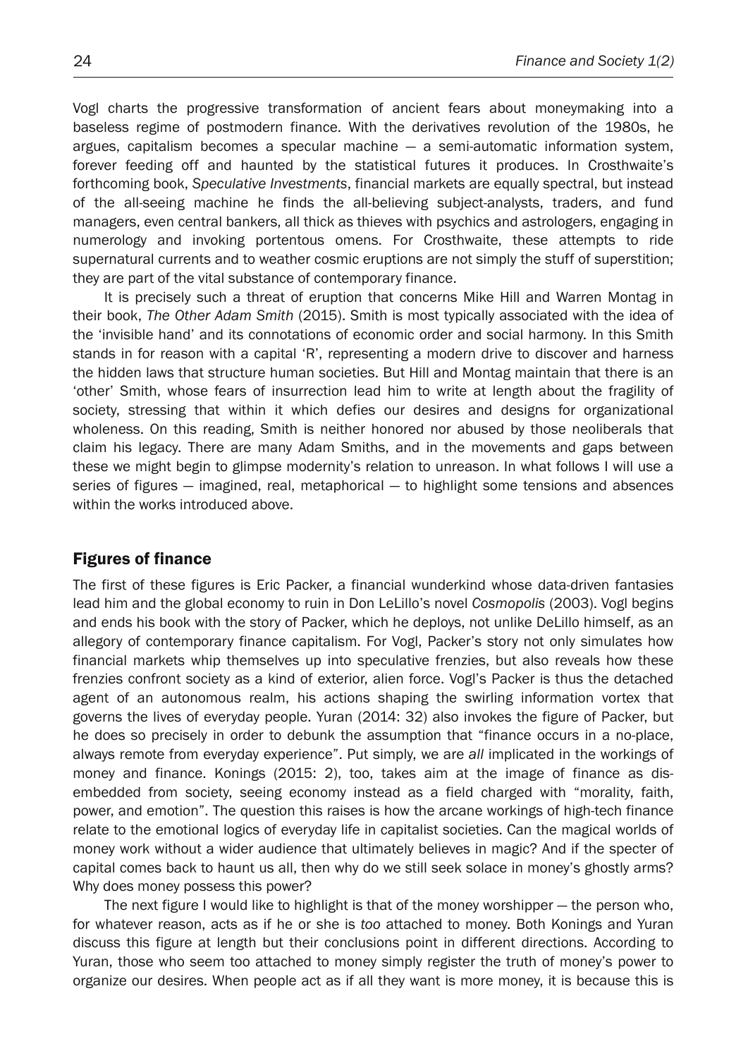Vogl charts the progressive transformation of ancient fears about moneymaking into a baseless regime of postmodern finance. With the derivatives revolution of the 1980s, he argues, capitalism becomes a specular machine — a semi-automatic information system, forever feeding off and haunted by the statistical futures it produces. In Crosthwaite's forthcoming book, *Speculative Investments*, financial markets are equally spectral, but instead of the all-seeing machine he finds the all-believing subject-analysts, traders, and fund managers, even central bankers, all thick as thieves with psychics and astrologers, engaging in numerology and invoking portentous omens. For Crosthwaite, these attempts to ride supernatural currents and to weather cosmic eruptions are not simply the stuff of superstition; they are part of the vital substance of contemporary finance.

It is precisely such a threat of eruption that concerns Mike Hill and Warren Montag in their book, *The Other Adam Smith* (2015). Smith is most typically associated with the idea of the 'invisible hand' and its connotations of economic order and social harmony. In this Smith stands in for reason with a capital 'R', representing a modern drive to discover and harness the hidden laws that structure human societies. But Hill and Montag maintain that there is an 'other' Smith, whose fears of insurrection lead him to write at length about the fragility of society, stressing that within it which defies our desires and designs for organizational wholeness. On this reading, Smith is neither honored nor abused by those neoliberals that claim his legacy. There are many Adam Smiths, and in the movements and gaps between these we might begin to glimpse modernity's relation to unreason. In what follows I will use a series of figures — imagined, real, metaphorical — to highlight some tensions and absences within the works introduced above.

## Figures of finance

The first of these figures is Eric Packer, a financial wunderkind whose data-driven fantasies lead him and the global economy to ruin in Don LeLillo's novel *Cosmopolis* (2003). Vogl begins and ends his book with the story of Packer, which he deploys, not unlike DeLillo himself, as an allegory of contemporary finance capitalism. For Vogl, Packer's story not only simulates how financial markets whip themselves up into speculative frenzies, but also reveals how these frenzies confront society as a kind of exterior, alien force. Vogl's Packer is thus the detached agent of an autonomous realm, his actions shaping the swirling information vortex that governs the lives of everyday people. Yuran (2014: 32) also invokes the figure of Packer, but he does so precisely in order to debunk the assumption that "finance occurs in a no-place, always remote from everyday experience". Put simply, we are *all* implicated in the workings of money and finance. Konings (2015: 2), too, takes aim at the image of finance as dis-embedded from society, seeing economy instead as a field charged with "morality, faith, power, and emotion". The question this raises is how the arcane workings of high-tech finance relate to the emotional logics of everyday life in capitalist societies. Can the magical worlds of money work without a wider audience that ultimately believes in magic? And if the specter of capital comes back to haunt us all, then why do we still seek solace in money's ghostly arms? Why does money possess this power?

The next figure I would like to highlight is that of the money worshipper — the person who, for whatever reason, acts as if he or she is *too* attached to money. Both Konings and Yuran discuss this figure at length but their conclusions point in different directions. According to Yuran, those who seem too attached to money simply register the truth of money's power to organize our desires. When people act as if all they want is more money, it is because this is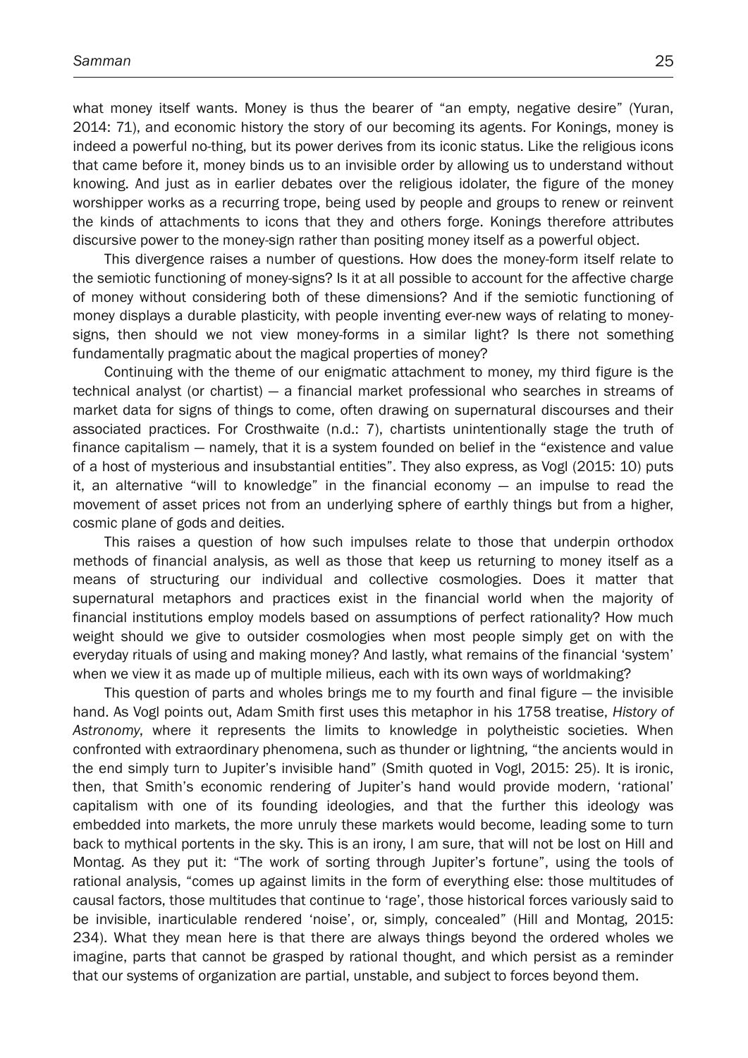what money itself wants. Money is thus the bearer of "an empty, negative desire" (Yuran, 2014: 71), and economic history the story of our becoming its agents. For Konings, money is indeed a powerful no-thing, but its power derives from its iconic status. Like the religious icons that came before it, money binds us to an invisible order by allowing us to understand without knowing. And just as in earlier debates over the religious idolater, the figure of the money worshipper works as a recurring trope, being used by people and groups to renew or reinvent the kinds of attachments to icons that they and others forge. Konings therefore attributes discursive power to the money-sign rather than positing money itself as a powerful object.

This divergence raises a number of questions. How does the money-form itself relate to the semiotic functioning of money-signs? Is it at all possible to account for the affective charge of money without considering both of these dimensions? And if the semiotic functioning of money displays a durable plasticity, with people inventing ever-new ways of relating to money-signs, then should we not view money-forms in a similar light? Is there not something fundamentally pragmatic about the magical properties of money?

Continuing with the theme of our enigmatic attachment to money, my third figure is the technical analyst (or chartist) — a financial market professional who searches in streams of market data for signs of things to come, often drawing on supernatural discourses and their associated practices. For Crosthwaite (n.d.: 7), chartists unintentionally stage the truth of finance capitalism — namely, that it is a system founded on belief in the "existence and value of a host of mysterious and insubstantial entities". They also express, as Vogl (2015: 10) puts it, an alternative "will to knowledge" in the financial economy — an impulse to read the movement of asset prices not from an underlying sphere of earthly things but from a higher, cosmic plane of gods and deities.

This raises a question of how such impulses relate to those that underpin orthodox methods of financial analysis, as well as those that keep us returning to money itself as a means of structuring our individual and collective cosmologies. Does it matter that supernatural metaphors and practices exist in the financial world when the majority of financial institutions employ models based on assumptions of perfect rationality? How much weight should we give to outsider cosmologies when most people simply get on with the everyday rituals of using and making money? And lastly, what remains of the financial 'system' when we view it as made up of multiple milieus, each with its own ways of worldmaking?

This question of parts and wholes brings me to my fourth and final figure — the invisible hand. As Vogl points out, Adam Smith first uses this metaphor in his 1758 treatise, *History of Astronomy*, where it represents the limits to knowledge in polytheistic societies. When confronted with extraordinary phenomena, such as thunder or lightning, "the ancients would in the end simply turn to Jupiter's invisible hand" (Smith quoted in Vogl, 2015: 25). It is ironic, then, that Smith's economic rendering of Jupiter's hand would provide modern, 'rational' capitalism with one of its founding ideologies, and that the further this ideology was embedded into markets, the more unruly these markets would become, leading some to turn back to mythical portents in the sky. This is an irony, I am sure, that will not be lost on Hill and Montag. As they put it: "The work of sorting through Jupiter's fortune", using the tools of rational analysis, "comes up against limits in the form of everything else: those multitudes of causal factors, those multitudes that continue to 'rage', those historical forces variously said to be invisible, inarticulable rendered 'noise', or, simply, concealed" (Hill and Montag, 2015: 234). What they mean here is that there are always things beyond the ordered wholes we imagine, parts that cannot be grasped by rational thought, and which persist as a reminder that our systems of organization are partial, unstable, and subject to forces beyond them.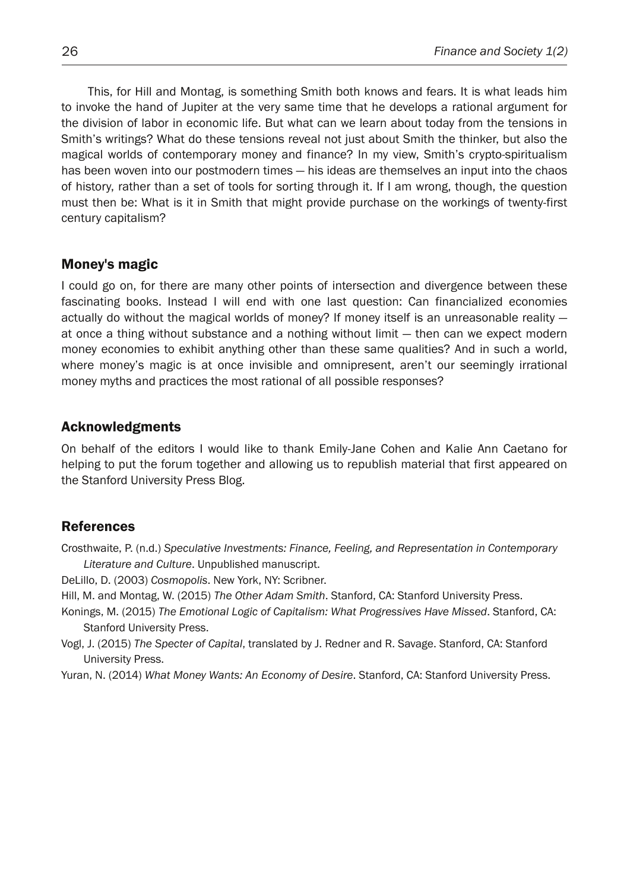This, for Hill and Montag, is something Smith both knows and fears. It is what leads him to invoke the hand of Jupiter at the very same time that he develops a rational argument for the division of labor in economic life. But what can we learn about today from the tensions in Smith's writings? What do these tensions reveal not just about Smith the thinker, but also the magical worlds of contemporary money and finance? In my view, Smith's crypto-spiritualism has been woven into our postmodern times — his ideas are themselves an input into the chaos of history, rather than a set of tools for sorting through it. If I am wrong, though, the question must then be: What is it in Smith that might provide purchase on the workings of twenty-first century capitalism?

## Money's magic

I could go on, for there are many other points of intersection and divergence between these fascinating books. Instead I will end with one last question: Can financialized economies actually do without the magical worlds of money? If money itself is an unreasonable reality — at once a thing without substance and a nothing without limit — then can we expect modern money economies to exhibit anything other than these same qualities? And in such a world, where money's magic is at once invisible and omnipresent, aren't our seemingly irrational money myths and practices the most rational of all possible responses?

## Acknowledgments

On behalf of the editors I would like to thank Emily-Jane Cohen and Kalie Ann Caetano for helping to put the forum together and allowing us to republish material that first appeared on the Stanford University Press Blog.

## References

Crosthwaite, P. (n.d.) *Speculative Investments: Finance, Feeling, and Representation in Contemporary Literature and Culture*. Unpublished manuscript.

DeLillo, D. (2003) *Cosmopolis*. New York, NY: Scribner.

Hill, M. and Montag, W. (2015) *The Other Adam Smith*. Stanford, CA: Stanford University Press.

Konings, M. (2015) *The Emotional Logic of Capitalism: What Progressives Have Missed*. Stanford, CA: Stanford University Press.

Vogl, J. (2015) *The Specter of Capital*, translated by J. Redner and R. Savage. Stanford, CA: Stanford University Press.

Yuran, N. (2014) *What Money Wants: An Economy of Desire*. Stanford, CA: Stanford University Press.